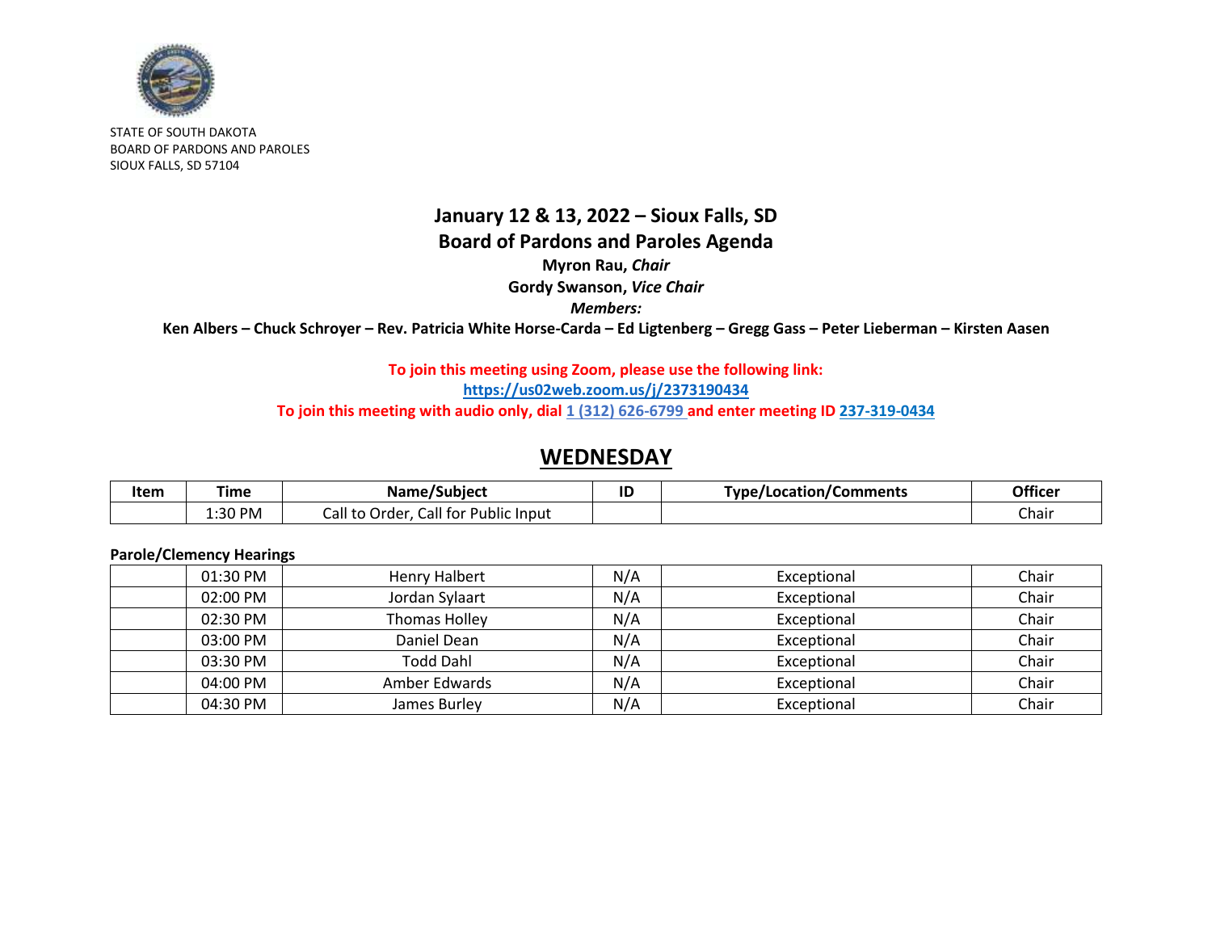STATE OF SOUTH DAKOTA
BOARD OF PARDONS AND PAROLES
SIOUX FALLS, SD 57104

# January 12 & 13, 2022 – Sioux Falls, SD

# Board of Pardons and Paroles Agenda

**Myron Rau, *Chair***

**Gordy Swanson, *Vice Chair***

***Members:***

**Ken Albers – Chuck Schroyer – Rev. Patricia White Horse-Carda – Ed Ligtenberg – Gregg Gass – Peter Lieberman – Kirsten Aasen**

**To join this meeting using Zoom, please use the following link:**
**https://us02web.zoom.us/j/2373190434**
**To join this meeting with audio only, dial 1 (312) 626-6799 and enter meeting ID 237-319-0434**

## WEDNESDAY

| Item | Time | Name/Subject | ID | Type/Location/Comments | Officer |
|---|---|---|---|---|---|
| | 1:30 PM | Call to Order, Call for Public Input | | | Chair |

**Parole/Clemency Hearings**

| Item | Time | Name/Subject | ID | Type/Location/Comments | Officer |
|---|---|---|---|---|---|
| | 01:30 PM | Henry Halbert | N/A | Exceptional | Chair |
| | 02:00 PM | Jordan Sylaart | N/A | Exceptional | Chair |
| | 02:30 PM | Thomas Holley | N/A | Exceptional | Chair |
| | 03:00 PM | Daniel Dean | N/A | Exceptional | Chair |
| | 03:30 PM | Todd Dahl | N/A | Exceptional | Chair |
| | 04:00 PM | Amber Edwards | N/A | Exceptional | Chair |
| | 04:30 PM | James Burley | N/A | Exceptional | Chair |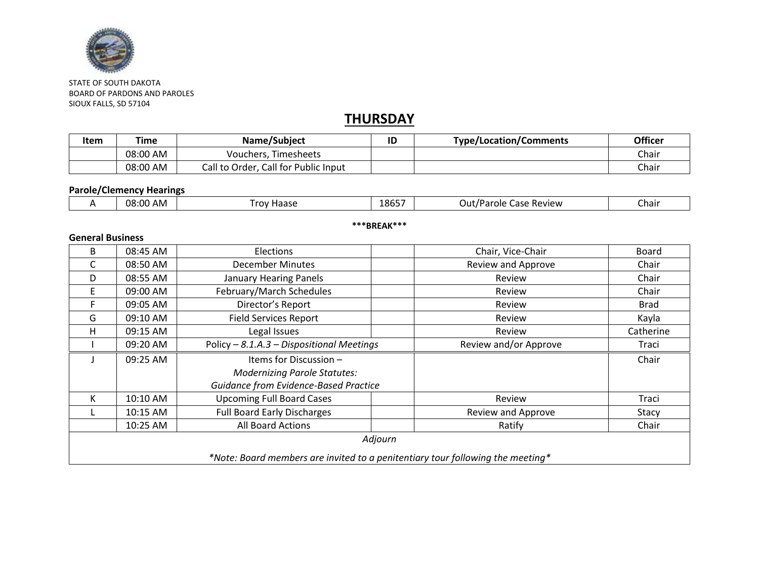STATE OF SOUTH DAKOTA
BOARD OF PARDONS AND PAROLES
SIOUX FALLS, SD 57104

# THURSDAY

| Item | Time | Name/Subject | ID | Type/Location/Comments | Officer |
|---|---|---|---|---|---|
| | 08:00 AM | Vouchers, Timesheets | | | Chair |
| | 08:00 AM | Call to Order, Call for Public Input | | | Chair |

**Parole/Clemency Hearings**

| Item | Time | Name/Subject | ID | Type/Location/Comments | Officer |
|---|---|---|---|---|---|
| A | 08:00 AM | Troy Haase | 18657 | Out/Parole Case Review | Chair |

***BREAK***

**General Business**

| Item | Time | Name/Subject | ID | Type/Location/Comments | Officer |
|---|---|---|---|---|---|
| B | 08:45 AM | Elections | | Chair, Vice-Chair | Board |
| C | 08:50 AM | December Minutes | | Review and Approve | Chair |
| D | 08:55 AM | January Hearing Panels | | Review | Chair |
| E | 09:00 AM | February/March Schedules | | Review | Chair |
| F | 09:05 AM | Director's Report | | Review | Brad |
| G | 09:10 AM | Field Services Report | | Review | Kayla |
| H | 09:15 AM | Legal Issues | | Review | Catherine |
| I | 09:20 AM | Policy – *8.1.A.3 – Dispositional Meetings* | | Review and/or Approve | Traci |
| J | 09:25 AM | Items for Discussion – *Modernizing Parole Statutes: Guidance from Evidence-Based Practice* | | | Chair |
| K | 10:10 AM | Upcoming Full Board Cases | | Review | Traci |
| L | 10:15 AM | Full Board Early Discharges | | Review and Approve | Stacy |
| | 10:25 AM | All Board Actions | | Ratify | Chair |

*Adjourn*

*\*Note: Board members are invited to a penitentiary tour following the meeting\**